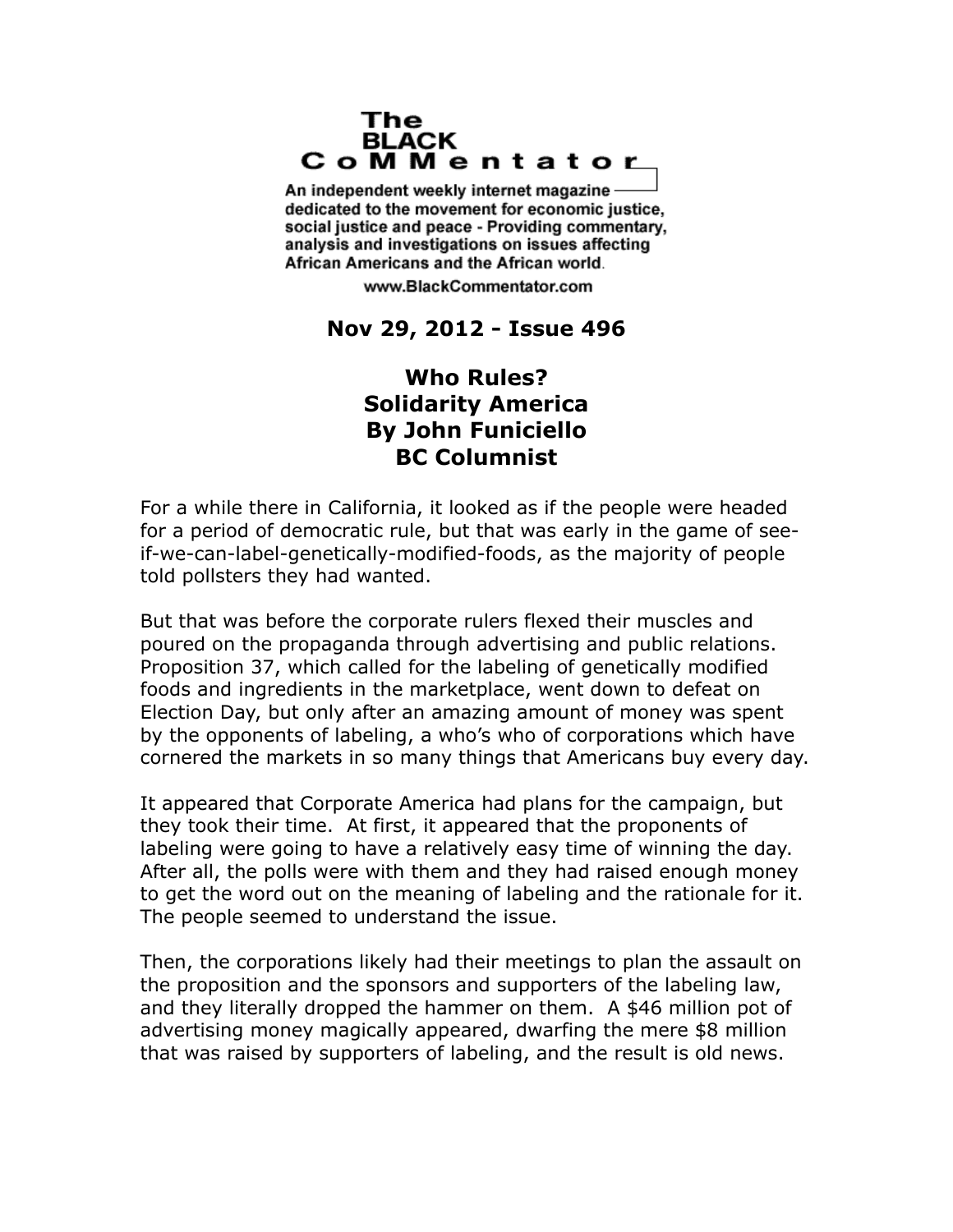# The BLACK CoMMentator

An independent weekly internet magazine dedicated to the movement for economic justice, social justice and peace - Providing commentary, analysis and investigations on issues affecting African Americans and the African world.

www.BlackCommentator.com

**Nov 29, 2012 - Issue 496**

## Who Rules?
## Solidarity America
## By John Funiciello
## BC Columnist

For a while there in California, it looked as if the people were headed for a period of democratic rule, but that was early in the game of see-if-we-can-label-genetically-modified-foods, as the majority of people told pollsters they had wanted.

But that was before the corporate rulers flexed their muscles and poured on the propaganda through advertising and public relations. Proposition 37, which called for the labeling of genetically modified foods and ingredients in the marketplace, went down to defeat on Election Day, but only after an amazing amount of money was spent by the opponents of labeling, a who's who of corporations which have cornered the markets in so many things that Americans buy every day.

It appeared that Corporate America had plans for the campaign, but they took their time. At first, it appeared that the proponents of labeling were going to have a relatively easy time of winning the day. After all, the polls were with them and they had raised enough money to get the word out on the meaning of labeling and the rationale for it. The people seemed to understand the issue.

Then, the corporations likely had their meetings to plan the assault on the proposition and the sponsors and supporters of the labeling law, and they literally dropped the hammer on them. A $46 million pot of advertising money magically appeared, dwarfing the mere $8 million that was raised by supporters of labeling, and the result is old news.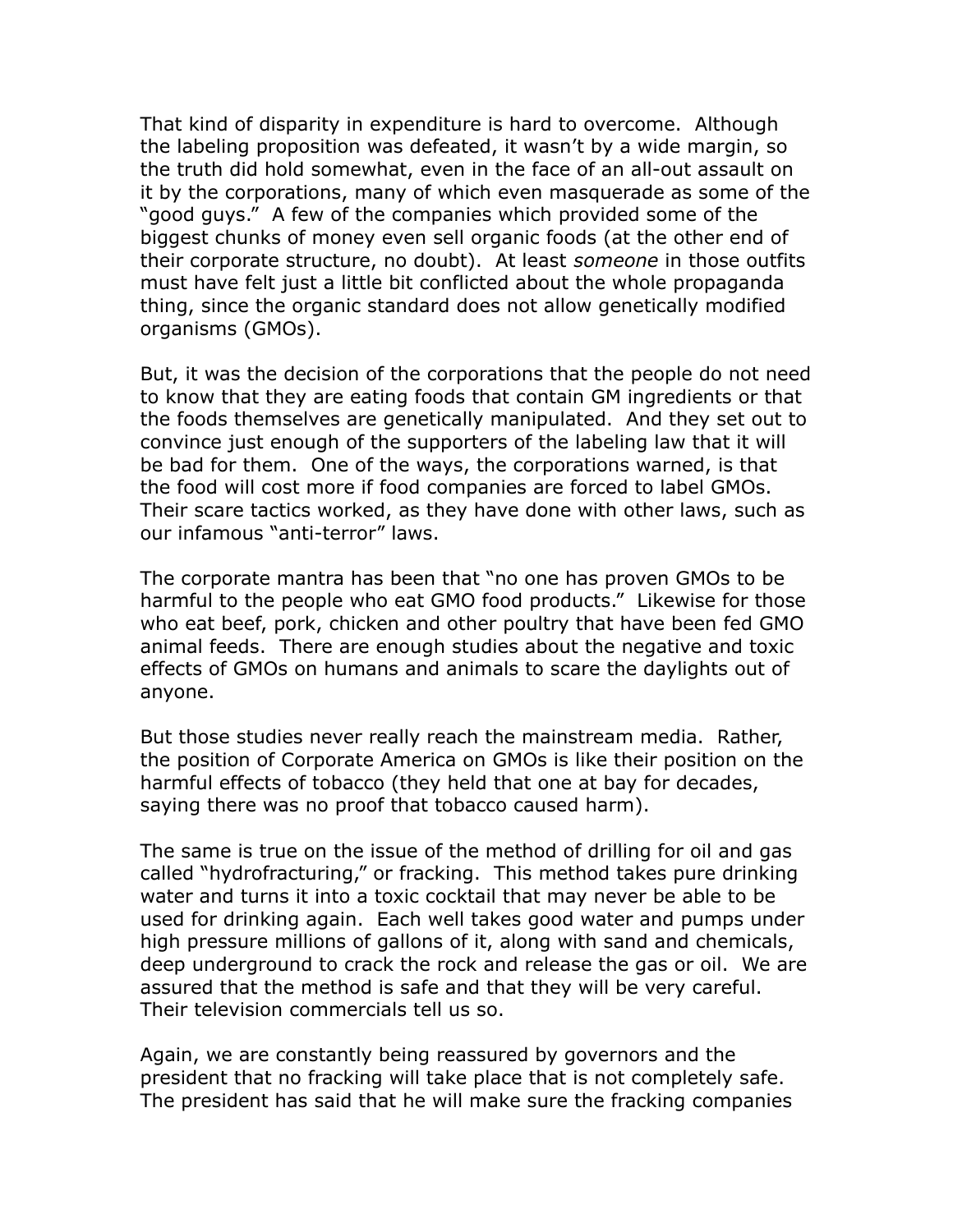That kind of disparity in expenditure is hard to overcome. Although the labeling proposition was defeated, it wasn't by a wide margin, so the truth did hold somewhat, even in the face of an all-out assault on it by the corporations, many of which even masquerade as some of the "good guys." A few of the companies which provided some of the biggest chunks of money even sell organic foods (at the other end of their corporate structure, no doubt). At least *someone* in those outfits must have felt just a little bit conflicted about the whole propaganda thing, since the organic standard does not allow genetically modified organisms (GMOs).

But, it was the decision of the corporations that the people do not need to know that they are eating foods that contain GM ingredients or that the foods themselves are genetically manipulated. And they set out to convince just enough of the supporters of the labeling law that it will be bad for them. One of the ways, the corporations warned, is that the food will cost more if food companies are forced to label GMOs. Their scare tactics worked, as they have done with other laws, such as our infamous "anti-terror" laws.

The corporate mantra has been that "no one has proven GMOs to be harmful to the people who eat GMO food products." Likewise for those who eat beef, pork, chicken and other poultry that have been fed GMO animal feeds. There are enough studies about the negative and toxic effects of GMOs on humans and animals to scare the daylights out of anyone.

But those studies never really reach the mainstream media. Rather, the position of Corporate America on GMOs is like their position on the harmful effects of tobacco (they held that one at bay for decades, saying there was no proof that tobacco caused harm).

The same is true on the issue of the method of drilling for oil and gas called "hydrofracturing," or fracking. This method takes pure drinking water and turns it into a toxic cocktail that may never be able to be used for drinking again. Each well takes good water and pumps under high pressure millions of gallons of it, along with sand and chemicals, deep underground to crack the rock and release the gas or oil. We are assured that the method is safe and that they will be very careful. Their television commercials tell us so.

Again, we are constantly being reassured by governors and the president that no fracking will take place that is not completely safe. The president has said that he will make sure the fracking companies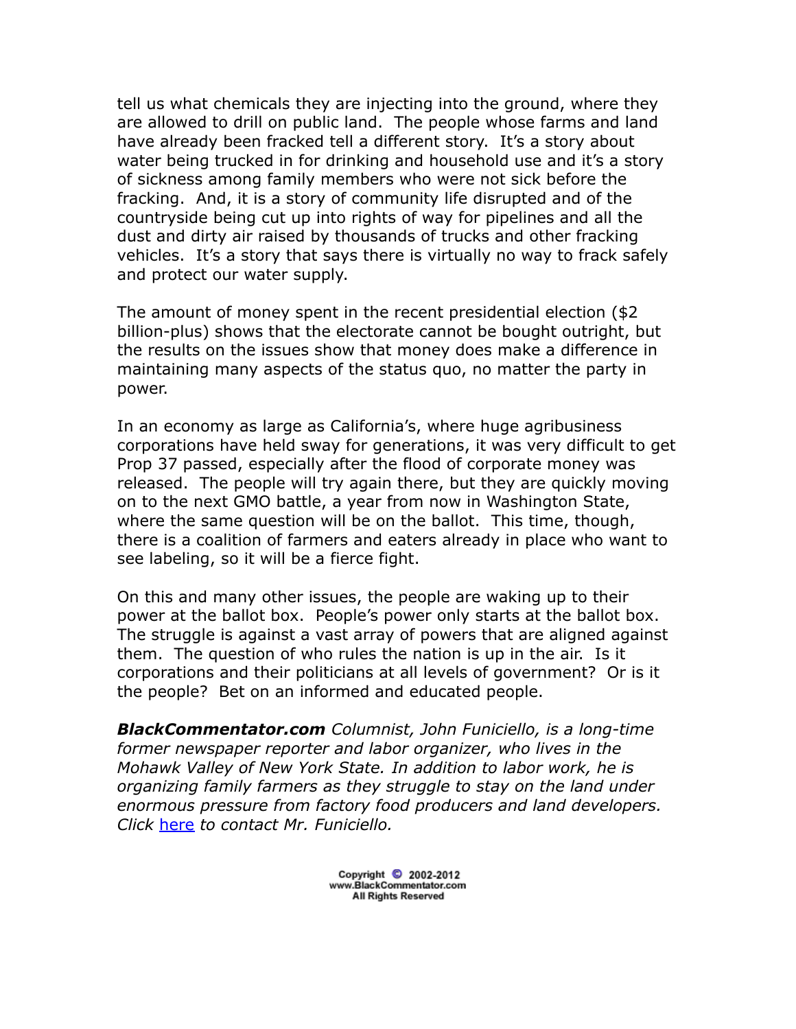tell us what chemicals they are injecting into the ground, where they are allowed to drill on public land. The people whose farms and land have already been fracked tell a different story. It's a story about water being trucked in for drinking and household use and it's a story of sickness among family members who were not sick before the fracking. And, it is a story of community life disrupted and of the countryside being cut up into rights of way for pipelines and all the dust and dirty air raised by thousands of trucks and other fracking vehicles. It's a story that says there is virtually no way to frack safely and protect our water supply.

The amount of money spent in the recent presidential election ($2 billion-plus) shows that the electorate cannot be bought outright, but the results on the issues show that money does make a difference in maintaining many aspects of the status quo, no matter the party in power.

In an economy as large as California's, where huge agribusiness corporations have held sway for generations, it was very difficult to get Prop 37 passed, especially after the flood of corporate money was released. The people will try again there, but they are quickly moving on to the next GMO battle, a year from now in Washington State, where the same question will be on the ballot. This time, though, there is a coalition of farmers and eaters already in place who want to see labeling, so it will be a fierce fight.

On this and many other issues, the people are waking up to their power at the ballot box. People's power only starts at the ballot box. The struggle is against a vast array of powers that are aligned against them. The question of who rules the nation is up in the air. Is it corporations and their politicians at all levels of government? Or is it the people? Bet on an informed and educated people.

***BlackCommentator.com*** *Columnist, John Funiciello, is a long-time former newspaper reporter and labor organizer, who lives in the Mohawk Valley of New York State. In addition to labor work, he is organizing family farmers as they struggle to stay on the land under enormous pressure from factory food producers and land developers. Click [here] to contact Mr. Funiciello.*

Copyright © 2002-2012
www.BlackCommentator.com
All Rights Reserved